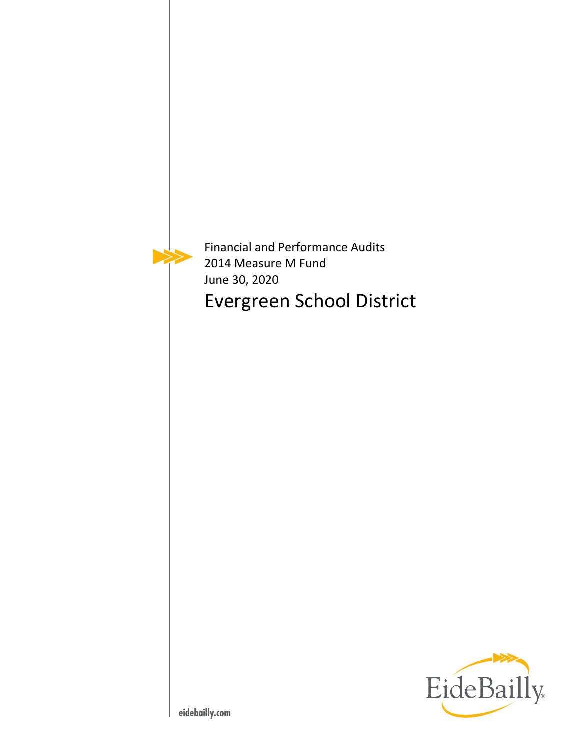Financial and Performance Audits
2014 Measure M Fund
June 30, 2020

# Evergreen School District

EideBailly

eidebailly.com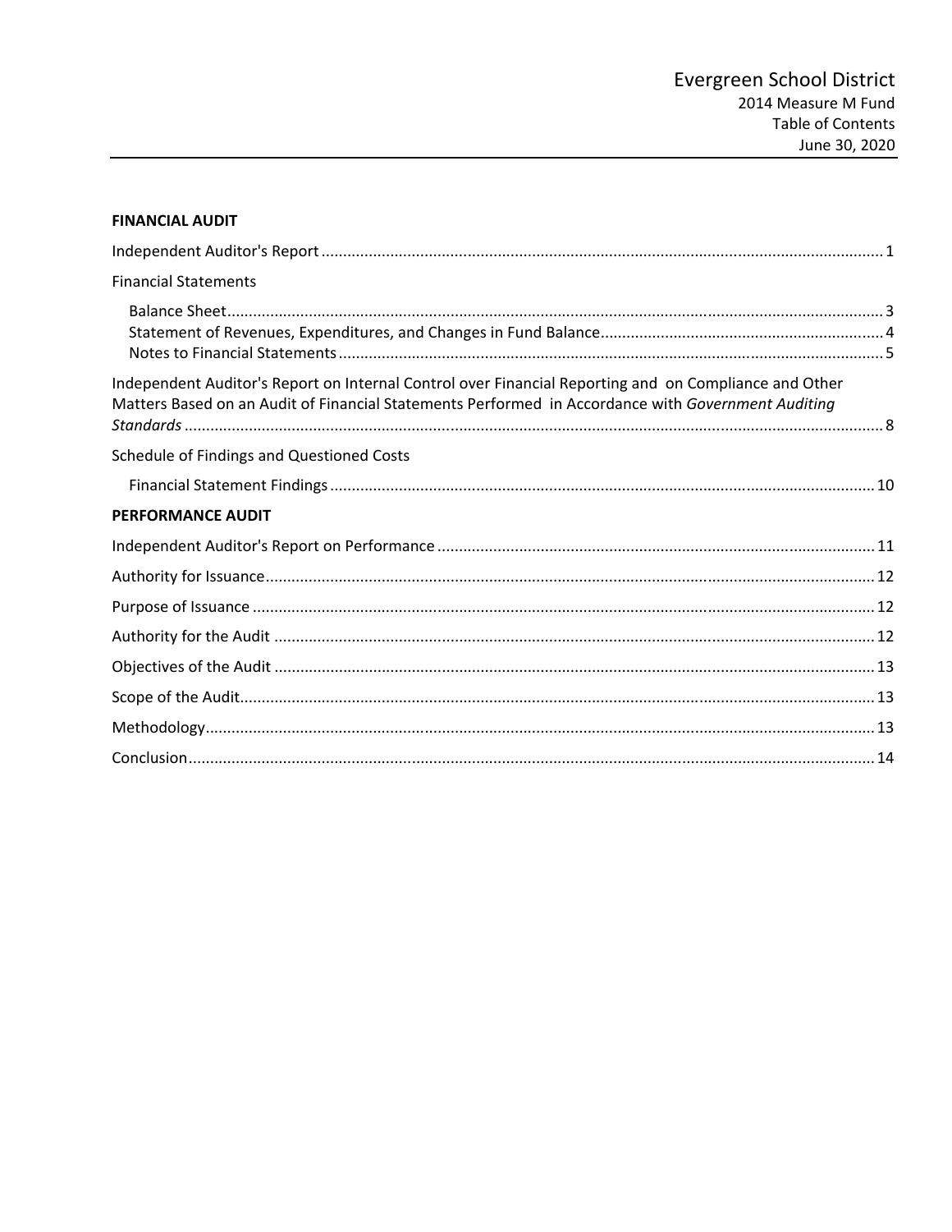Evergreen School District
2014 Measure M Fund
Table of Contents
June 30, 2020

**FINANCIAL AUDIT**

Independent Auditor's Report ..... 1

Financial Statements

- Balance Sheet ..... 3
- Statement of Revenues, Expenditures, and Changes in Fund Balance ..... 4
- Notes to Financial Statements ..... 5

Independent Auditor's Report on Internal Control over Financial Reporting and on Compliance and Other Matters Based on an Audit of Financial Statements Performed in Accordance with *Government Auditing Standards* ..... 8

Schedule of Findings and Questioned Costs

- Financial Statement Findings ..... 10

**PERFORMANCE AUDIT**

Independent Auditor's Report on Performance ..... 11

Authority for Issuance ..... 12

Purpose of Issuance ..... 12

Authority for the Audit ..... 12

Objectives of the Audit ..... 13

Scope of the Audit ..... 13

Methodology ..... 13

Conclusion ..... 14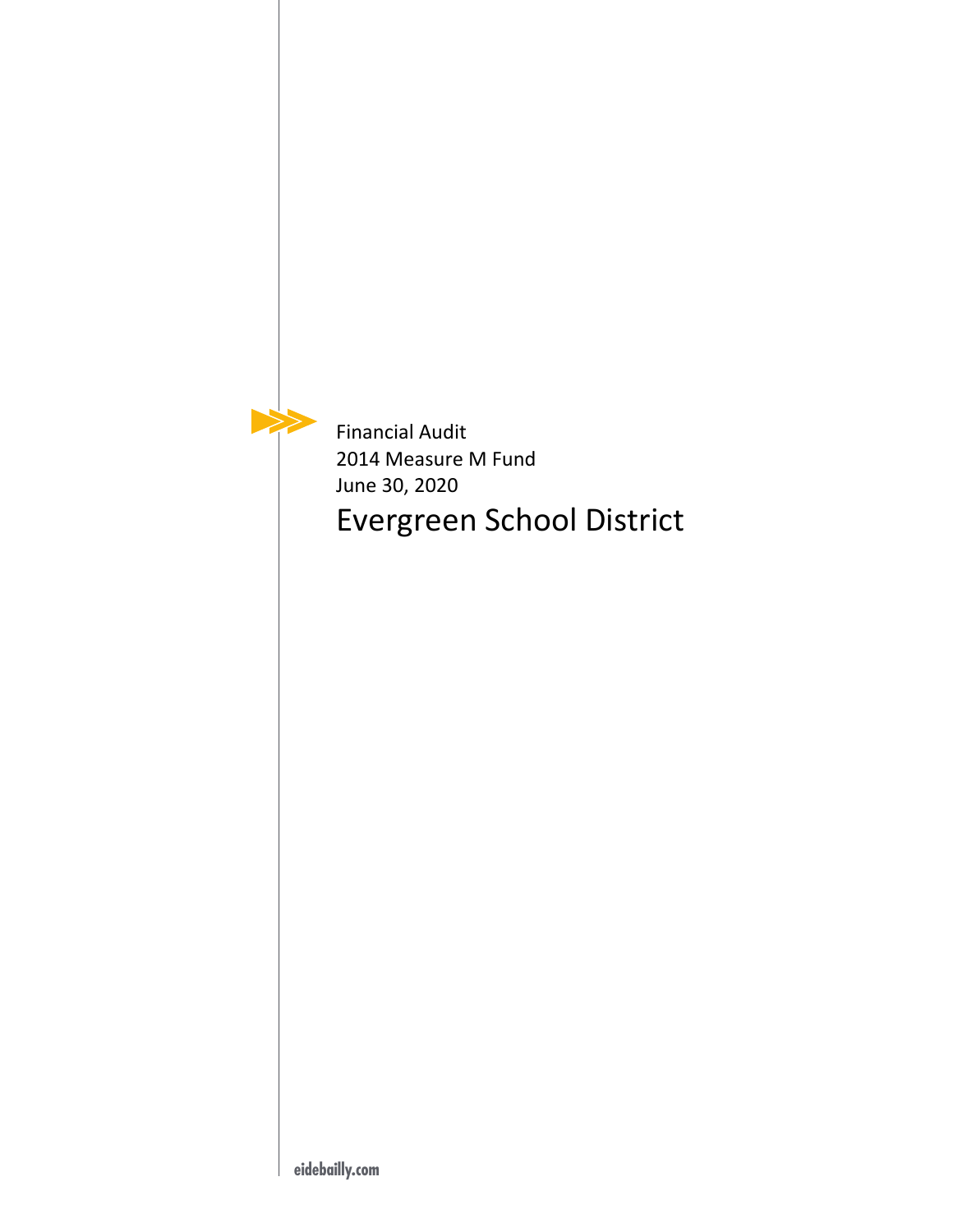Financial Audit
2014 Measure M Fund
June 30, 2020

# Evergreen School District

eidebailly.com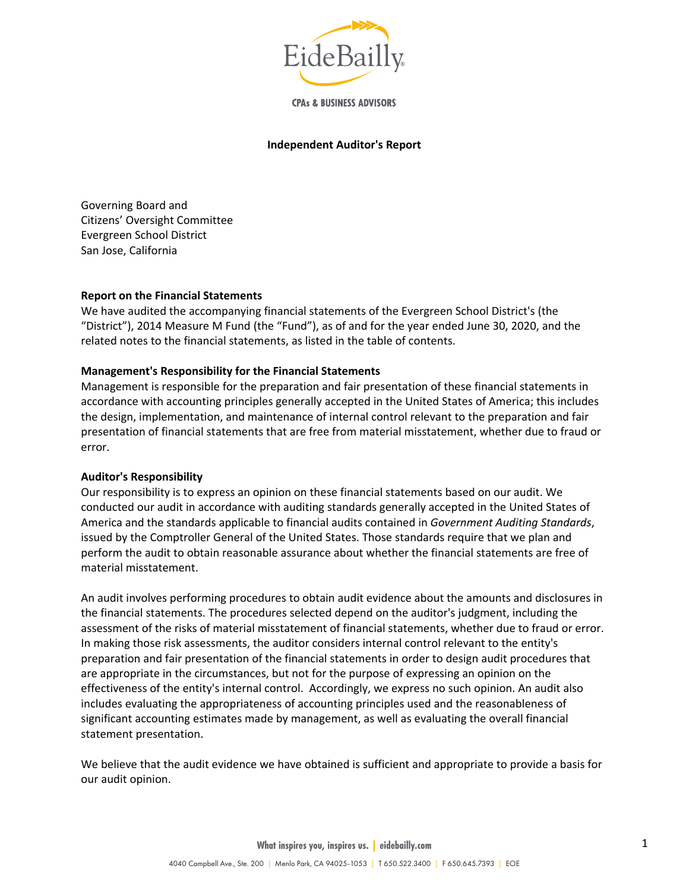**Independent Auditor's Report**

Governing Board and
Citizens' Oversight Committee
Evergreen School District
San Jose, California

**Report on the Financial Statements**

We have audited the accompanying financial statements of the Evergreen School District's (the "District"), 2014 Measure M Fund (the "Fund"), as of and for the year ended June 30, 2020, and the related notes to the financial statements, as listed in the table of contents.

**Management's Responsibility for the Financial Statements**

Management is responsible for the preparation and fair presentation of these financial statements in accordance with accounting principles generally accepted in the United States of America; this includes the design, implementation, and maintenance of internal control relevant to the preparation and fair presentation of financial statements that are free from material misstatement, whether due to fraud or error.

**Auditor's Responsibility**

Our responsibility is to express an opinion on these financial statements based on our audit. We conducted our audit in accordance with auditing standards generally accepted in the United States of America and the standards applicable to financial audits contained in *Government Auditing Standards*, issued by the Comptroller General of the United States. Those standards require that we plan and perform the audit to obtain reasonable assurance about whether the financial statements are free of material misstatement.

An audit involves performing procedures to obtain audit evidence about the amounts and disclosures in the financial statements. The procedures selected depend on the auditor's judgment, including the assessment of the risks of material misstatement of financial statements, whether due to fraud or error. In making those risk assessments, the auditor considers internal control relevant to the entity's preparation and fair presentation of the financial statements in order to design audit procedures that are appropriate in the circumstances, but not for the purpose of expressing an opinion on the effectiveness of the entity's internal control. Accordingly, we express no such opinion. An audit also includes evaluating the appropriateness of accounting principles used and the reasonableness of significant accounting estimates made by management, as well as evaluating the overall financial statement presentation.

We believe that the audit evidence we have obtained is sufficient and appropriate to provide a basis for our audit opinion.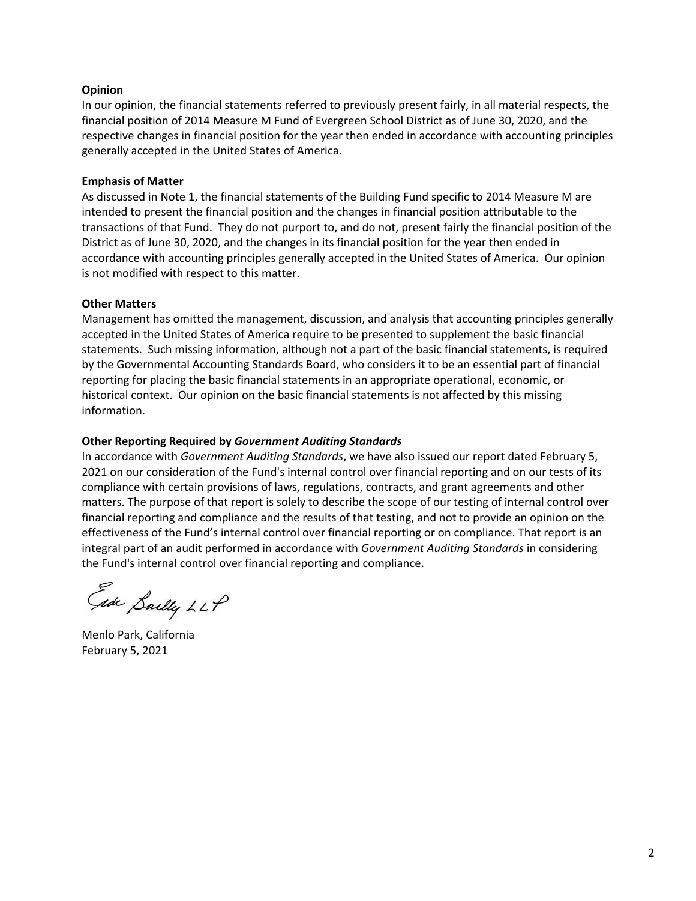**Opinion**

In our opinion, the financial statements referred to previously present fairly, in all material respects, the financial position of 2014 Measure M Fund of Evergreen School District as of June 30, 2020, and the respective changes in financial position for the year then ended in accordance with accounting principles generally accepted in the United States of America.

**Emphasis of Matter**

As discussed in Note 1, the financial statements of the Building Fund specific to 2014 Measure M are intended to present the financial position and the changes in financial position attributable to the transactions of that Fund. They do not purport to, and do not, present fairly the financial position of the District as of June 30, 2020, and the changes in its financial position for the year then ended in accordance with accounting principles generally accepted in the United States of America. Our opinion is not modified with respect to this matter.

**Other Matters**

Management has omitted the management, discussion, and analysis that accounting principles generally accepted in the United States of America require to be presented to supplement the basic financial statements. Such missing information, although not a part of the basic financial statements, is required by the Governmental Accounting Standards Board, who considers it to be an essential part of financial reporting for placing the basic financial statements in an appropriate operational, economic, or historical context. Our opinion on the basic financial statements is not affected by this missing information.

**Other Reporting Required by *Government Auditing Standards***

In accordance with *Government Auditing Standards*, we have also issued our report dated February 5, 2021 on our consideration of the Fund's internal control over financial reporting and on our tests of its compliance with certain provisions of laws, regulations, contracts, and grant agreements and other matters. The purpose of that report is solely to describe the scope of our testing of internal control over financial reporting and compliance and the results of that testing, and not to provide an opinion on the effectiveness of the Fund's internal control over financial reporting or on compliance. That report is an integral part of an audit performed in accordance with *Government Auditing Standards* in considering the Fund's internal control over financial reporting and compliance.

Eide Bailly LLP

Menlo Park, California
February 5, 2021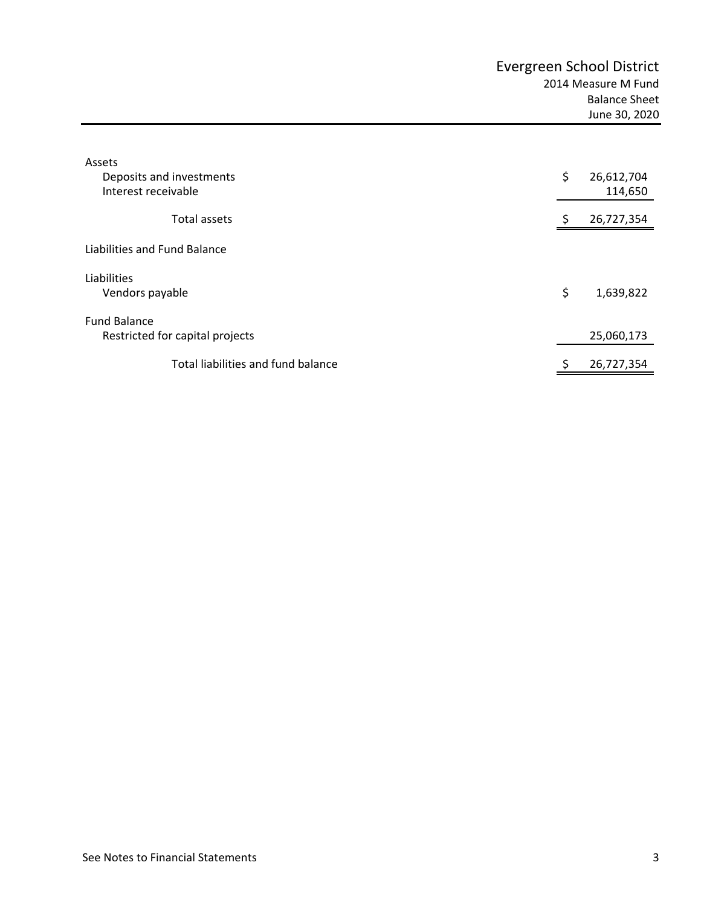# Evergreen School District

## 2014 Measure M Fund

### Balance Sheet

### June 30, 2020

| | |
|---|---|
| **Assets** | |
| Deposits and investments | $ 26,612,704 |
| Interest receivable | 114,650 |
| Total assets | $ 26,727,354 |
| **Liabilities and Fund Balance** | |
| **Liabilities** | |
| Vendors payable | $ 1,639,822 |
| **Fund Balance** | |
| Restricted for capital projects | 25,060,173 |
| Total liabilities and fund balance | $ 26,727,354 |

See Notes to Financial Statements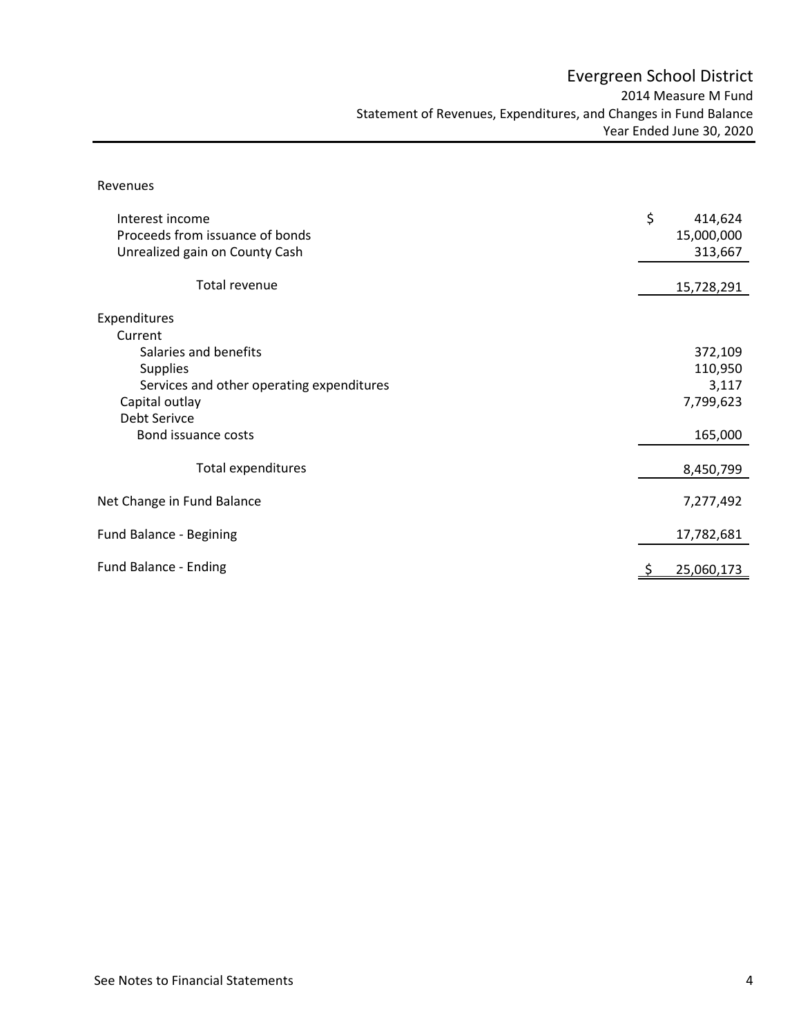# Evergreen School District

## 2014 Measure M Fund

### Statement of Revenues, Expenditures, and Changes in Fund Balance

### Year Ended June 30, 2020

| | |
|---|---|
| Revenues | |
| Interest income | $ 414,624 |
| Proceeds from issuance of bonds | 15,000,000 |
| Unrealized gain on County Cash | 313,667 |
| Total revenue | 15,728,291 |
| Expenditures | |
| Current | |
| Salaries and benefits | 372,109 |
| Supplies | 110,950 |
| Services and other operating expenditures | 3,117 |
| Capital outlay | 7,799,623 |
| Debt Serivce | |
| Bond issuance costs | 165,000 |
| Total expenditures | 8,450,799 |
| Net Change in Fund Balance | 7,277,492 |
| Fund Balance - Begining | 17,782,681 |
| Fund Balance - Ending | $ 25,060,173 |

See Notes to Financial Statements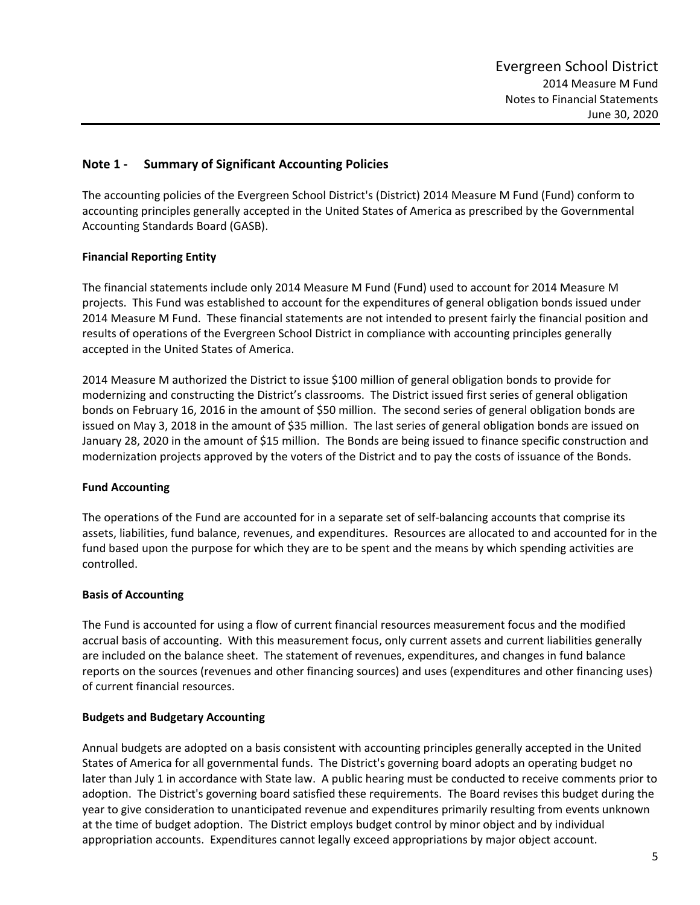## Note 1 - Summary of Significant Accounting Policies

The accounting policies of the Evergreen School District's (District) 2014 Measure M Fund (Fund) conform to accounting principles generally accepted in the United States of America as prescribed by the Governmental Accounting Standards Board (GASB).

### Financial Reporting Entity

The financial statements include only 2014 Measure M Fund (Fund) used to account for 2014 Measure M projects. This Fund was established to account for the expenditures of general obligation bonds issued under 2014 Measure M Fund. These financial statements are not intended to present fairly the financial position and results of operations of the Evergreen School District in compliance with accounting principles generally accepted in the United States of America.

2014 Measure M authorized the District to issue $100 million of general obligation bonds to provide for modernizing and constructing the District's classrooms. The District issued first series of general obligation bonds on February 16, 2016 in the amount of $50 million. The second series of general obligation bonds are issued on May 3, 2018 in the amount of $35 million. The last series of general obligation bonds are issued on January 28, 2020 in the amount of $15 million. The Bonds are being issued to finance specific construction and modernization projects approved by the voters of the District and to pay the costs of issuance of the Bonds.

### Fund Accounting

The operations of the Fund are accounted for in a separate set of self-balancing accounts that comprise its assets, liabilities, fund balance, revenues, and expenditures. Resources are allocated to and accounted for in the fund based upon the purpose for which they are to be spent and the means by which spending activities are controlled.

### Basis of Accounting

The Fund is accounted for using a flow of current financial resources measurement focus and the modified accrual basis of accounting. With this measurement focus, only current assets and current liabilities generally are included on the balance sheet. The statement of revenues, expenditures, and changes in fund balance reports on the sources (revenues and other financing sources) and uses (expenditures and other financing uses) of current financial resources.

### Budgets and Budgetary Accounting

Annual budgets are adopted on a basis consistent with accounting principles generally accepted in the United States of America for all governmental funds. The District's governing board adopts an operating budget no later than July 1 in accordance with State law. A public hearing must be conducted to receive comments prior to adoption. The District's governing board satisfied these requirements. The Board revises this budget during the year to give consideration to unanticipated revenue and expenditures primarily resulting from events unknown at the time of budget adoption. The District employs budget control by minor object and by individual appropriation accounts. Expenditures cannot legally exceed appropriations by major object account.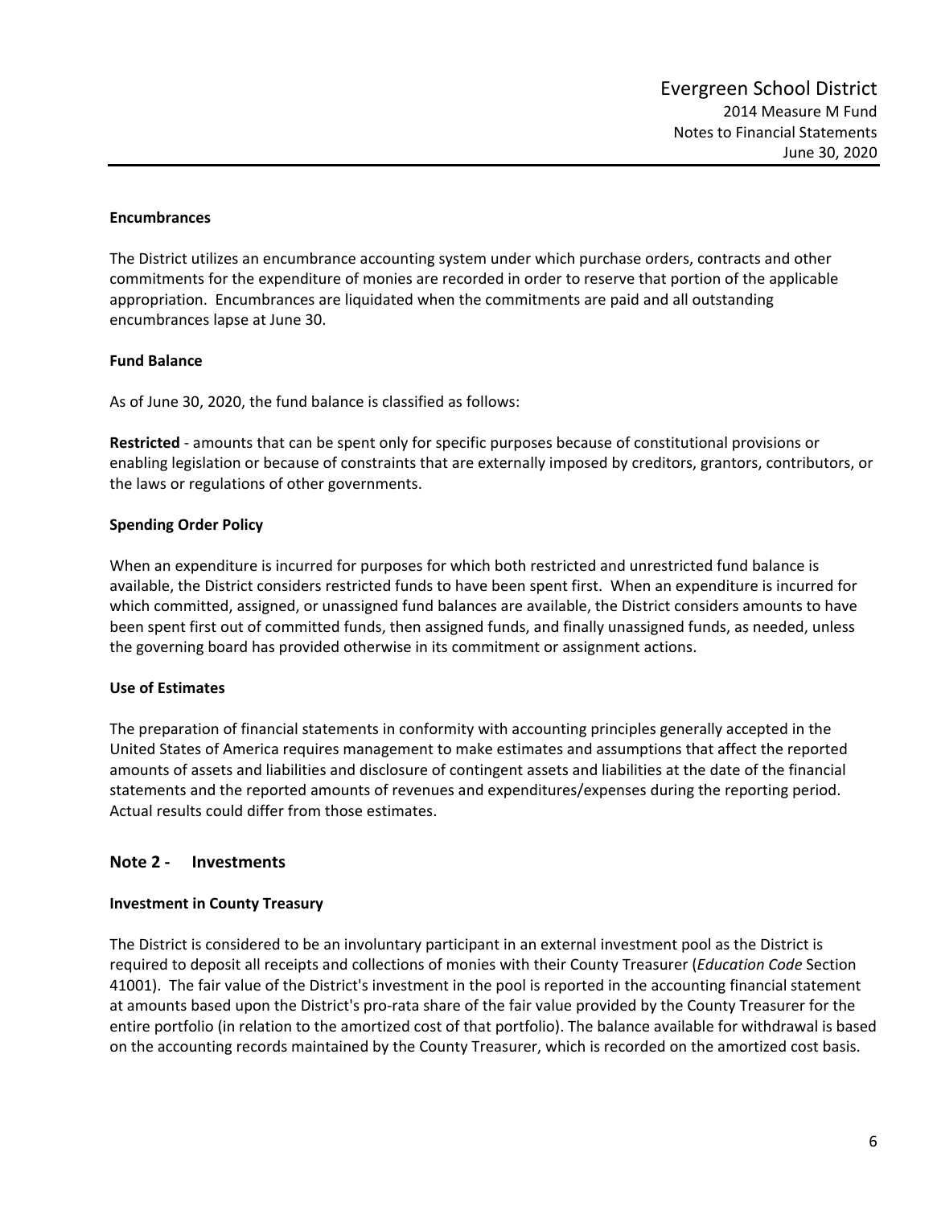**Encumbrances**

The District utilizes an encumbrance accounting system under which purchase orders, contracts and other commitments for the expenditure of monies are recorded in order to reserve that portion of the applicable appropriation. Encumbrances are liquidated when the commitments are paid and all outstanding encumbrances lapse at June 30.

**Fund Balance**

As of June 30, 2020, the fund balance is classified as follows:

**Restricted** - amounts that can be spent only for specific purposes because of constitutional provisions or enabling legislation or because of constraints that are externally imposed by creditors, grantors, contributors, or the laws or regulations of other governments.

**Spending Order Policy**

When an expenditure is incurred for purposes for which both restricted and unrestricted fund balance is available, the District considers restricted funds to have been spent first. When an expenditure is incurred for which committed, assigned, or unassigned fund balances are available, the District considers amounts to have been spent first out of committed funds, then assigned funds, and finally unassigned funds, as needed, unless the governing board has provided otherwise in its commitment or assignment actions.

**Use of Estimates**

The preparation of financial statements in conformity with accounting principles generally accepted in the United States of America requires management to make estimates and assumptions that affect the reported amounts of assets and liabilities and disclosure of contingent assets and liabilities at the date of the financial statements and the reported amounts of revenues and expenditures/expenses during the reporting period. Actual results could differ from those estimates.

## Note 2 - Investments

**Investment in County Treasury**

The District is considered to be an involuntary participant in an external investment pool as the District is required to deposit all receipts and collections of monies with their County Treasurer (*Education Code* Section 41001). The fair value of the District's investment in the pool is reported in the accounting financial statement at amounts based upon the District's pro-rata share of the fair value provided by the County Treasurer for the entire portfolio (in relation to the amortized cost of that portfolio). The balance available for withdrawal is based on the accounting records maintained by the County Treasurer, which is recorded on the amortized cost basis.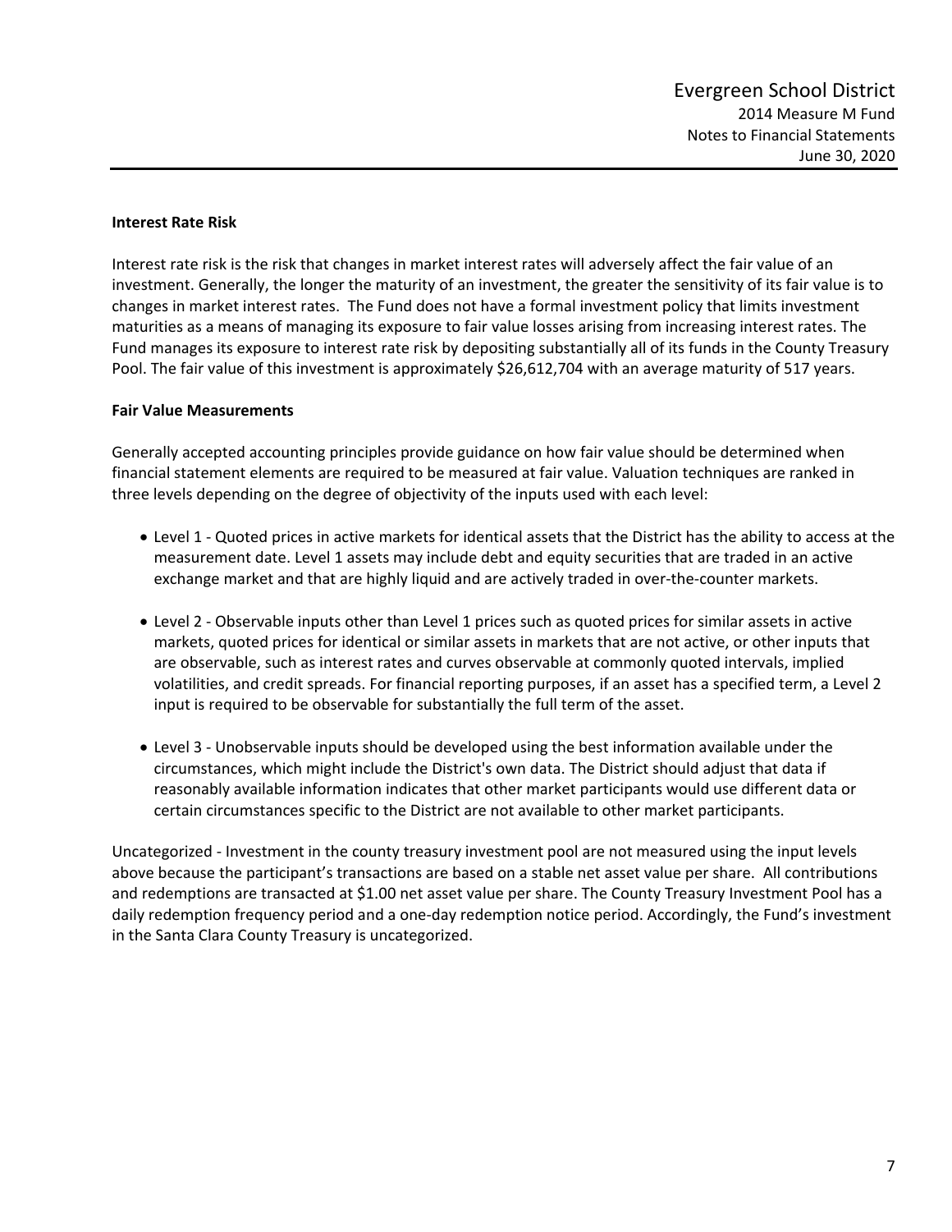**Interest Rate Risk**

Interest rate risk is the risk that changes in market interest rates will adversely affect the fair value of an investment. Generally, the longer the maturity of an investment, the greater the sensitivity of its fair value is to changes in market interest rates. The Fund does not have a formal investment policy that limits investment maturities as a means of managing its exposure to fair value losses arising from increasing interest rates. The Fund manages its exposure to interest rate risk by depositing substantially all of its funds in the County Treasury Pool. The fair value of this investment is approximately $26,612,704 with an average maturity of 517 years.

**Fair Value Measurements**

Generally accepted accounting principles provide guidance on how fair value should be determined when financial statement elements are required to be measured at fair value. Valuation techniques are ranked in three levels depending on the degree of objectivity of the inputs used with each level:

- Level 1 - Quoted prices in active markets for identical assets that the District has the ability to access at the measurement date. Level 1 assets may include debt and equity securities that are traded in an active exchange market and that are highly liquid and are actively traded in over-the-counter markets.

- Level 2 - Observable inputs other than Level 1 prices such as quoted prices for similar assets in active markets, quoted prices for identical or similar assets in markets that are not active, or other inputs that are observable, such as interest rates and curves observable at commonly quoted intervals, implied volatilities, and credit spreads. For financial reporting purposes, if an asset has a specified term, a Level 2 input is required to be observable for substantially the full term of the asset.

- Level 3 - Unobservable inputs should be developed using the best information available under the circumstances, which might include the District's own data. The District should adjust that data if reasonably available information indicates that other market participants would use different data or certain circumstances specific to the District are not available to other market participants.

Uncategorized - Investment in the county treasury investment pool are not measured using the input levels above because the participant's transactions are based on a stable net asset value per share. All contributions and redemptions are transacted at $1.00 net asset value per share. The County Treasury Investment Pool has a daily redemption frequency period and a one-day redemption notice period. Accordingly, the Fund's investment in the Santa Clara County Treasury is uncategorized.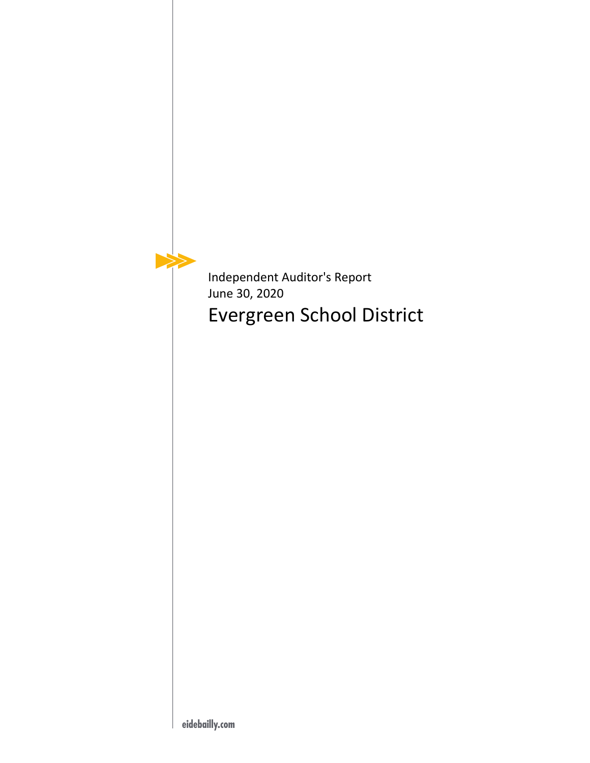Independent Auditor's Report

June 30, 2020

# Evergreen School District

eidebailly.com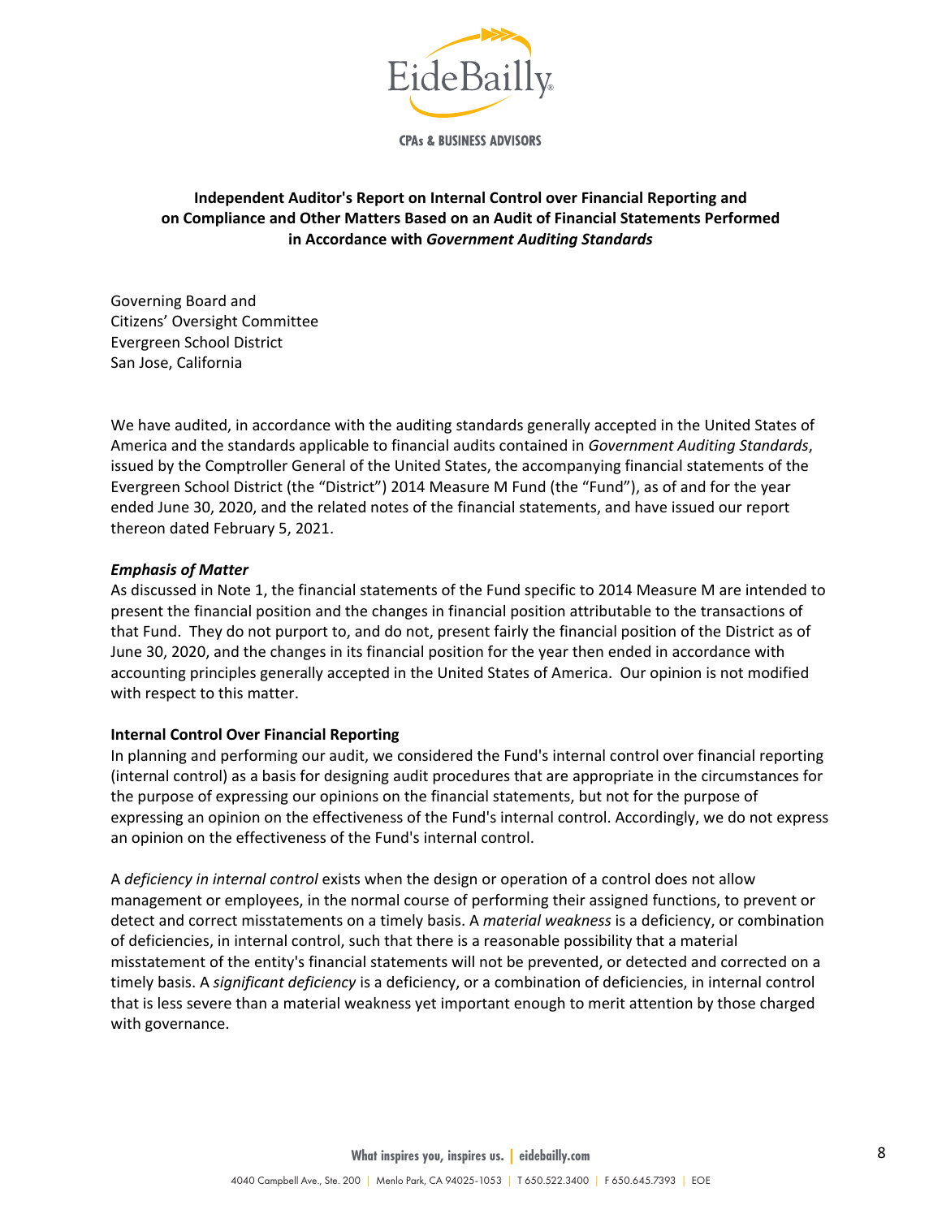# Independent Auditor's Report on Internal Control over Financial Reporting and on Compliance and Other Matters Based on an Audit of Financial Statements Performed in Accordance with *Government Auditing Standards*

Governing Board and
Citizens' Oversight Committee
Evergreen School District
San Jose, California

We have audited, in accordance with the auditing standards generally accepted in the United States of America and the standards applicable to financial audits contained in *Government Auditing Standards*, issued by the Comptroller General of the United States, the accompanying financial statements of the Evergreen School District (the "District") 2014 Measure M Fund (the "Fund"), as of and for the year ended June 30, 2020, and the related notes of the financial statements, and have issued our report thereon dated February 5, 2021.

***Emphasis of Matter***

As discussed in Note 1, the financial statements of the Fund specific to 2014 Measure M are intended to present the financial position and the changes in financial position attributable to the transactions of that Fund. They do not purport to, and do not, present fairly the financial position of the District as of June 30, 2020, and the changes in its financial position for the year then ended in accordance with accounting principles generally accepted in the United States of America. Our opinion is not modified with respect to this matter.

**Internal Control Over Financial Reporting**

In planning and performing our audit, we considered the Fund's internal control over financial reporting (internal control) as a basis for designing audit procedures that are appropriate in the circumstances for the purpose of expressing our opinions on the financial statements, but not for the purpose of expressing an opinion on the effectiveness of the Fund's internal control. Accordingly, we do not express an opinion on the effectiveness of the Fund's internal control.

A *deficiency in internal control* exists when the design or operation of a control does not allow management or employees, in the normal course of performing their assigned functions, to prevent or detect and correct misstatements on a timely basis. A *material weakness* is a deficiency, or combination of deficiencies, in internal control, such that there is a reasonable possibility that a material misstatement of the entity's financial statements will not be prevented, or detected and corrected on a timely basis. A *significant deficiency* is a deficiency, or a combination of deficiencies, in internal control that is less severe than a material weakness yet important enough to merit attention by those charged with governance.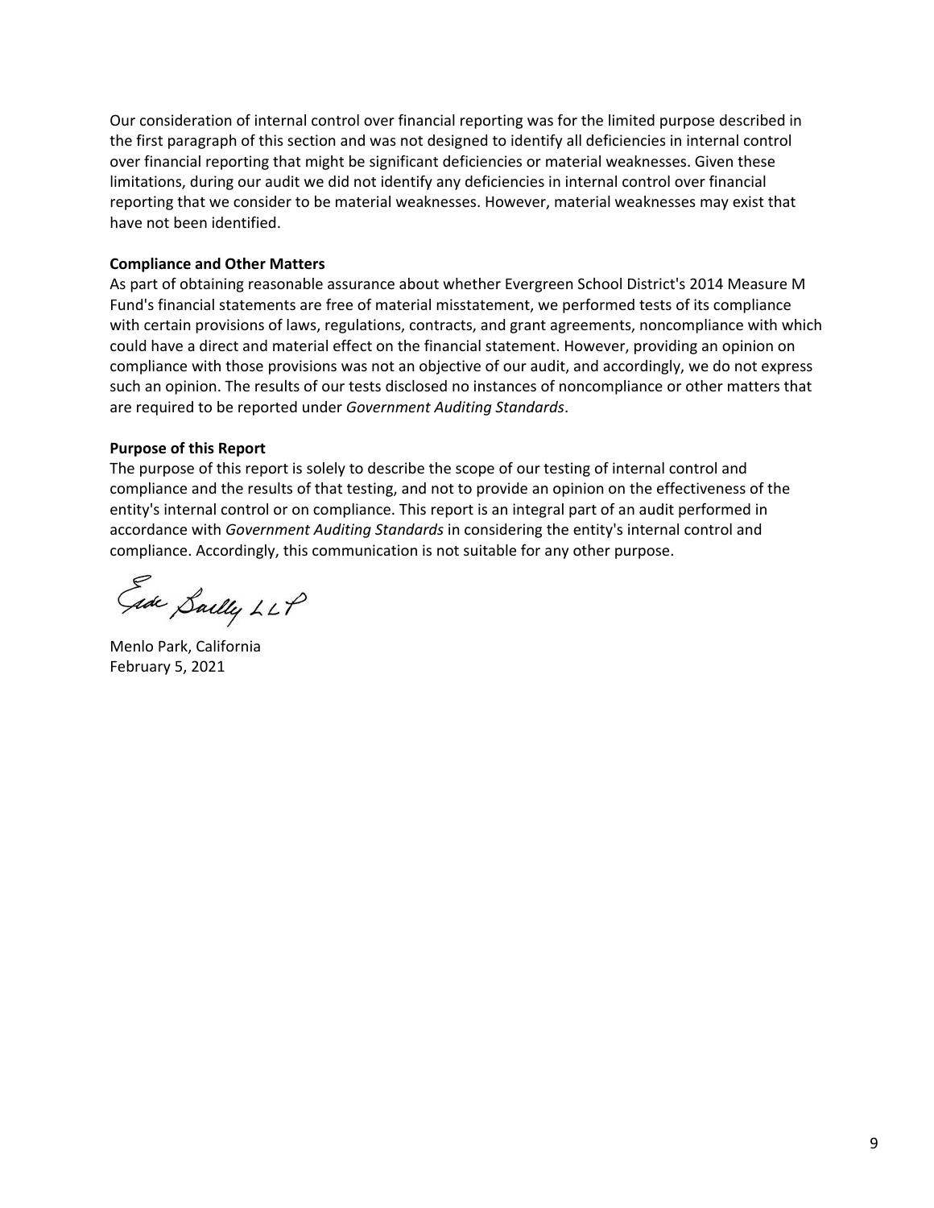Our consideration of internal control over financial reporting was for the limited purpose described in the first paragraph of this section and was not designed to identify all deficiencies in internal control over financial reporting that might be significant deficiencies or material weaknesses. Given these limitations, during our audit we did not identify any deficiencies in internal control over financial reporting that we consider to be material weaknesses. However, material weaknesses may exist that have not been identified.

**Compliance and Other Matters**

As part of obtaining reasonable assurance about whether Evergreen School District's 2014 Measure M Fund's financial statements are free of material misstatement, we performed tests of its compliance with certain provisions of laws, regulations, contracts, and grant agreements, noncompliance with which could have a direct and material effect on the financial statement. However, providing an opinion on compliance with those provisions was not an objective of our audit, and accordingly, we do not express such an opinion. The results of our tests disclosed no instances of noncompliance or other matters that are required to be reported under *Government Auditing Standards*.

**Purpose of this Report**

The purpose of this report is solely to describe the scope of our testing of internal control and compliance and the results of that testing, and not to provide an opinion on the effectiveness of the entity's internal control or on compliance. This report is an integral part of an audit performed in accordance with *Government Auditing Standards* in considering the entity's internal control and compliance. Accordingly, this communication is not suitable for any other purpose.

Eide Bailly LLP

Menlo Park, California
February 5, 2021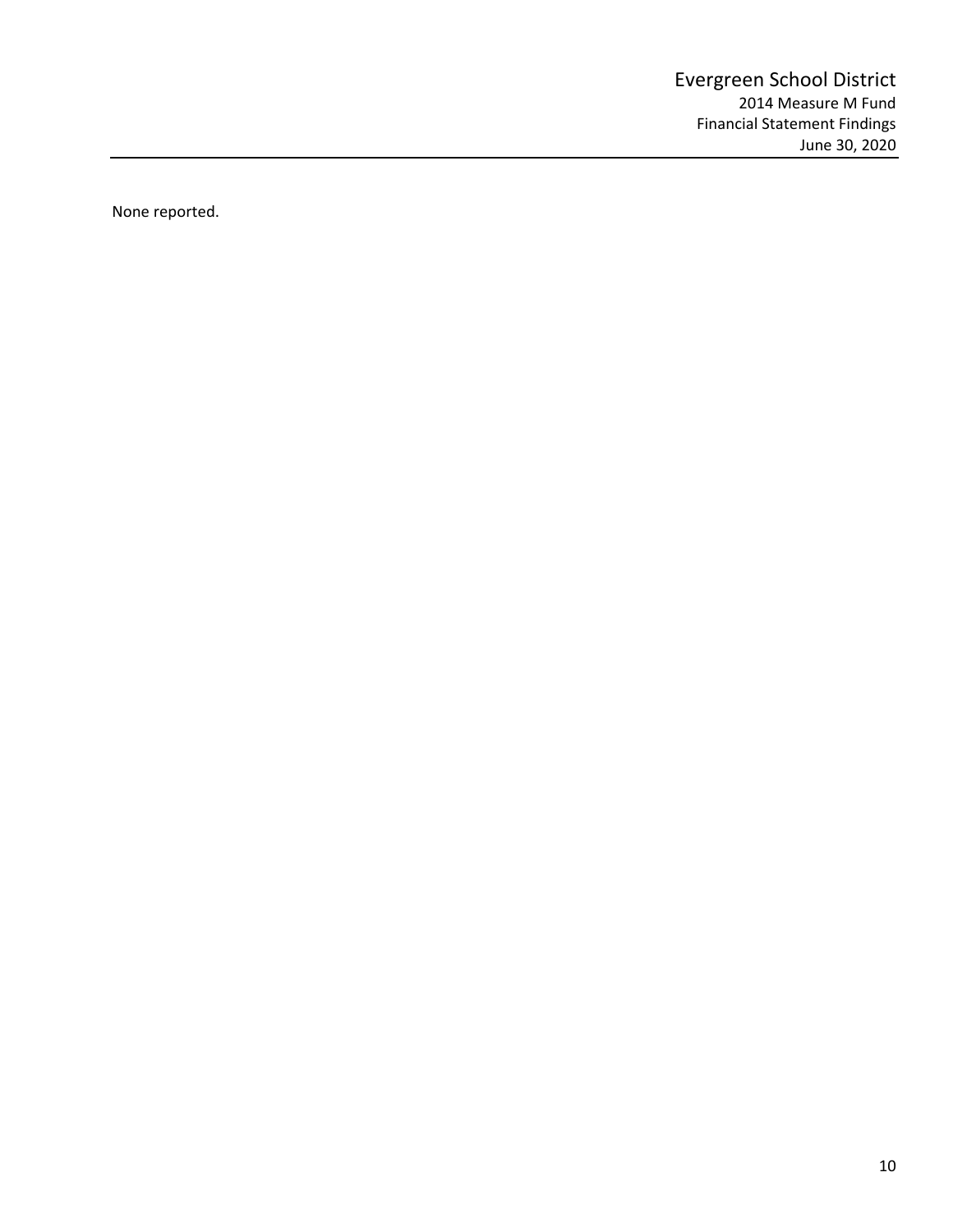# Evergreen School District

## 2014 Measure M Fund

## Financial Statement Findings

## June 30, 2020

None reported.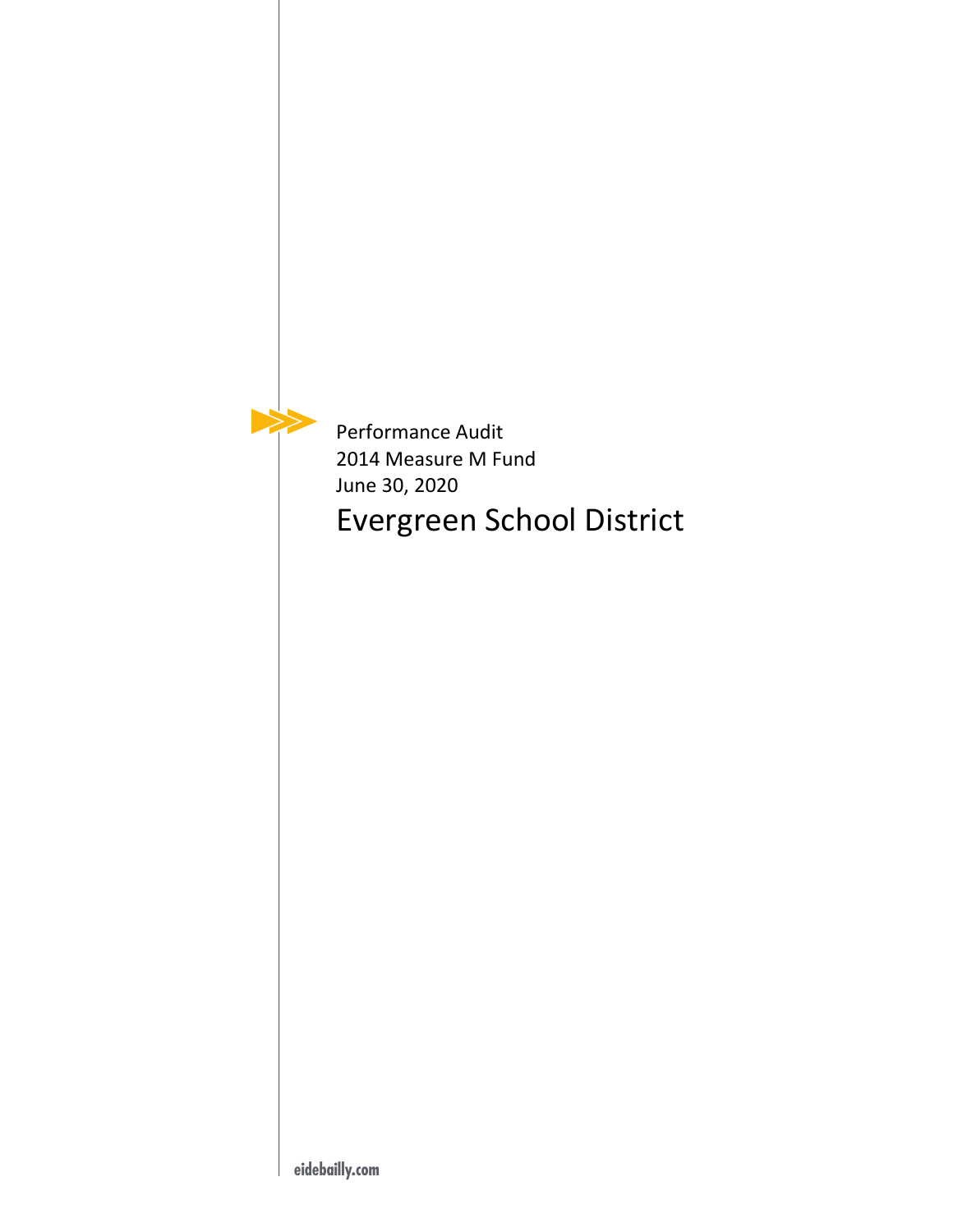Performance Audit
2014 Measure M Fund
June 30, 2020

# Evergreen School District

eidebailly.com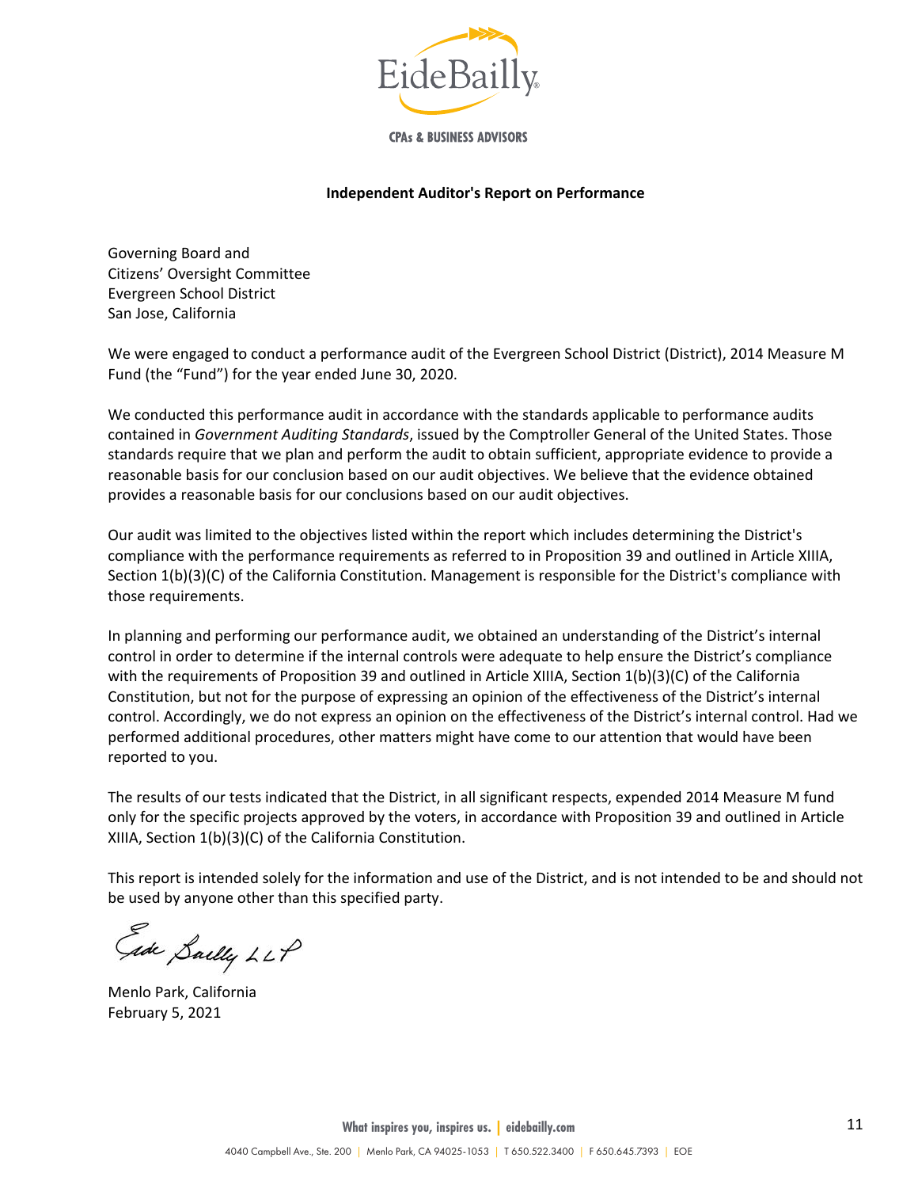EideBailly

CPAs & BUSINESS ADVISORS

**Independent Auditor's Report on Performance**

Governing Board and
Citizens' Oversight Committee
Evergreen School District
San Jose, California

We were engaged to conduct a performance audit of the Evergreen School District (District), 2014 Measure M Fund (the "Fund") for the year ended June 30, 2020.

We conducted this performance audit in accordance with the standards applicable to performance audits contained in *Government Auditing Standards*, issued by the Comptroller General of the United States. Those standards require that we plan and perform the audit to obtain sufficient, appropriate evidence to provide a reasonable basis for our conclusion based on our audit objectives. We believe that the evidence obtained provides a reasonable basis for our conclusions based on our audit objectives.

Our audit was limited to the objectives listed within the report which includes determining the District's compliance with the performance requirements as referred to in Proposition 39 and outlined in Article XIIIA, Section 1(b)(3)(C) of the California Constitution. Management is responsible for the District's compliance with those requirements.

In planning and performing our performance audit, we obtained an understanding of the District's internal control in order to determine if the internal controls were adequate to help ensure the District's compliance with the requirements of Proposition 39 and outlined in Article XIIIA, Section 1(b)(3)(C) of the California Constitution, but not for the purpose of expressing an opinion of the effectiveness of the District's internal control. Accordingly, we do not express an opinion on the effectiveness of the District's internal control. Had we performed additional procedures, other matters might have come to our attention that would have been reported to you.

The results of our tests indicated that the District, in all significant respects, expended 2014 Measure M fund only for the specific projects approved by the voters, in accordance with Proposition 39 and outlined in Article XIIIA, Section 1(b)(3)(C) of the California Constitution.

This report is intended solely for the information and use of the District, and is not intended to be and should not be used by anyone other than this specified party.

Eide Bailly LLP

Menlo Park, California
February 5, 2021

What inspires you, inspires us. | eidebailly.com

4040 Campbell Ave., Ste. 200 | Menlo Park, CA 94025-1053 | T 650.522.3400 | F 650.645.7393 | EOE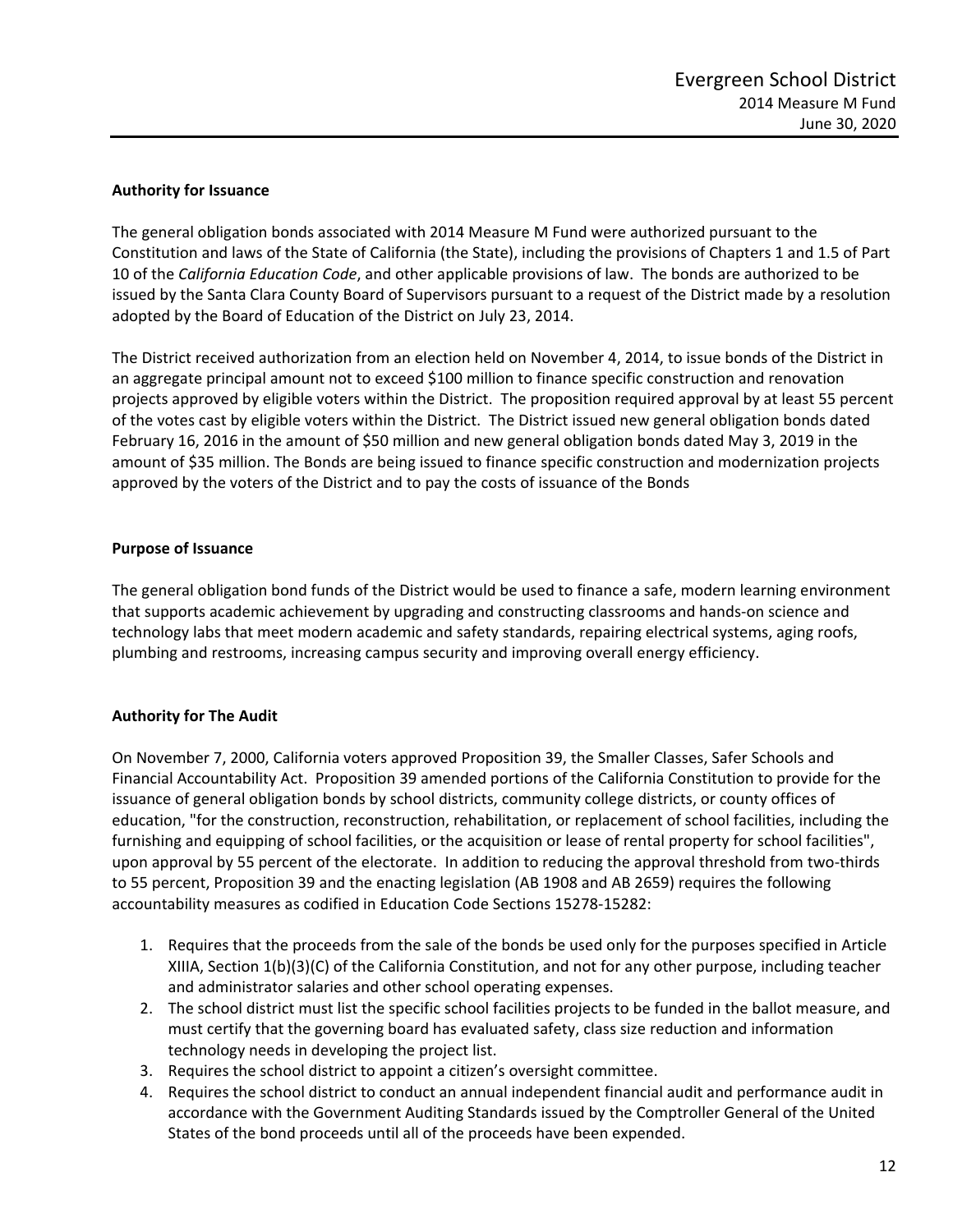**Authority for Issuance**

The general obligation bonds associated with 2014 Measure M Fund were authorized pursuant to the Constitution and laws of the State of California (the State), including the provisions of Chapters 1 and 1.5 of Part 10 of the *California Education Code*, and other applicable provisions of law. The bonds are authorized to be issued by the Santa Clara County Board of Supervisors pursuant to a request of the District made by a resolution adopted by the Board of Education of the District on July 23, 2014.

The District received authorization from an election held on November 4, 2014, to issue bonds of the District in an aggregate principal amount not to exceed $100 million to finance specific construction and renovation projects approved by eligible voters within the District. The proposition required approval by at least 55 percent of the votes cast by eligible voters within the District. The District issued new general obligation bonds dated February 16, 2016 in the amount of $50 million and new general obligation bonds dated May 3, 2019 in the amount of $35 million. The Bonds are being issued to finance specific construction and modernization projects approved by the voters of the District and to pay the costs of issuance of the Bonds

**Purpose of Issuance**

The general obligation bond funds of the District would be used to finance a safe, modern learning environment that supports academic achievement by upgrading and constructing classrooms and hands-on science and technology labs that meet modern academic and safety standards, repairing electrical systems, aging roofs, plumbing and restrooms, increasing campus security and improving overall energy efficiency.

**Authority for The Audit**

On November 7, 2000, California voters approved Proposition 39, the Smaller Classes, Safer Schools and Financial Accountability Act. Proposition 39 amended portions of the California Constitution to provide for the issuance of general obligation bonds by school districts, community college districts, or county offices of education, "for the construction, reconstruction, rehabilitation, or replacement of school facilities, including the furnishing and equipping of school facilities, or the acquisition or lease of rental property for school facilities", upon approval by 55 percent of the electorate. In addition to reducing the approval threshold from two-thirds to 55 percent, Proposition 39 and the enacting legislation (AB 1908 and AB 2659) requires the following accountability measures as codified in Education Code Sections 15278-15282:

1. Requires that the proceeds from the sale of the bonds be used only for the purposes specified in Article XIIIA, Section 1(b)(3)(C) of the California Constitution, and not for any other purpose, including teacher and administrator salaries and other school operating expenses.
2. The school district must list the specific school facilities projects to be funded in the ballot measure, and must certify that the governing board has evaluated safety, class size reduction and information technology needs in developing the project list.
3. Requires the school district to appoint a citizen's oversight committee.
4. Requires the school district to conduct an annual independent financial audit and performance audit in accordance with the Government Auditing Standards issued by the Comptroller General of the United States of the bond proceeds until all of the proceeds have been expended.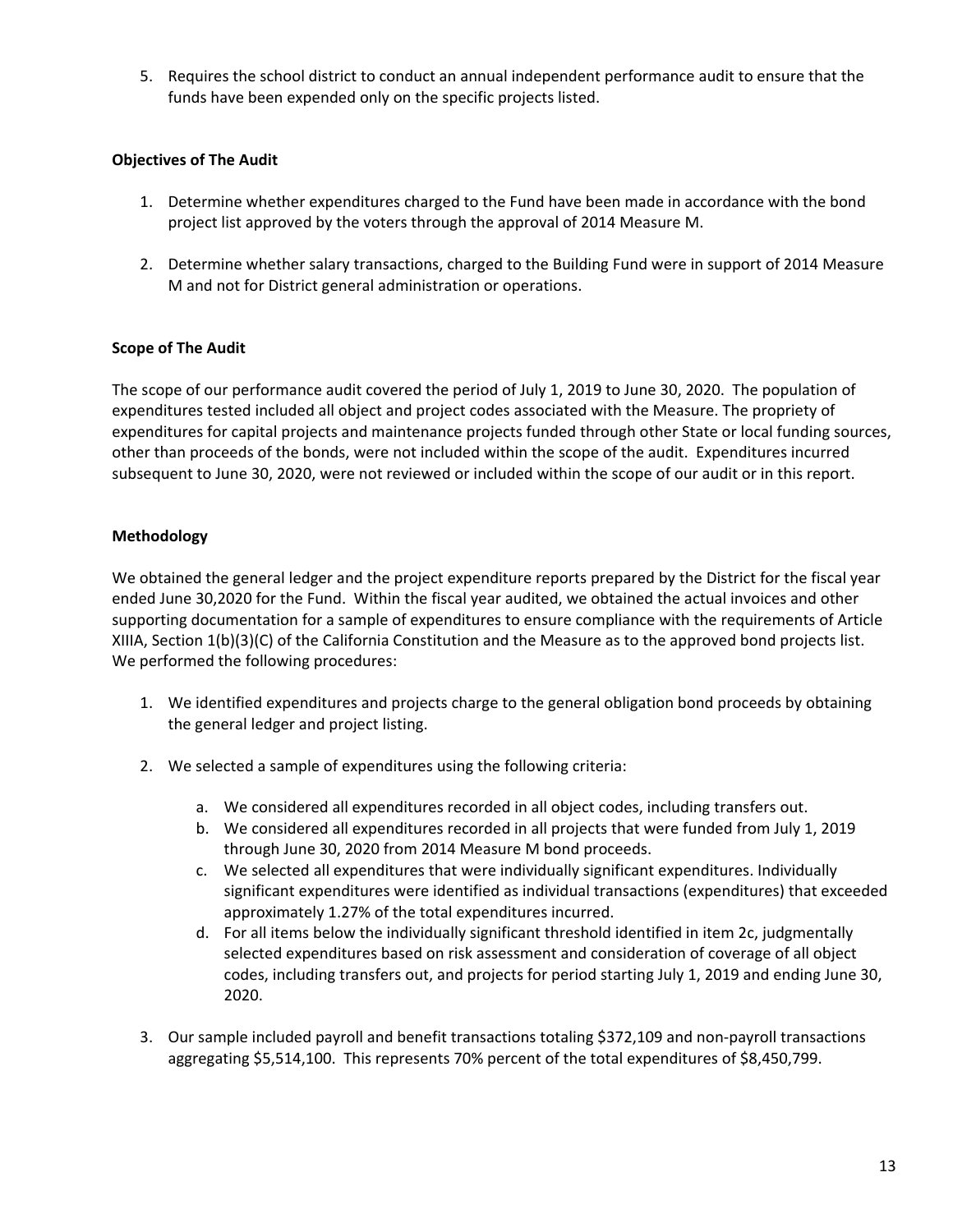5. Requires the school district to conduct an annual independent performance audit to ensure that the funds have been expended only on the specific projects listed.

**Objectives of The Audit**

1. Determine whether expenditures charged to the Fund have been made in accordance with the bond project list approved by the voters through the approval of 2014 Measure M.

2. Determine whether salary transactions, charged to the Building Fund were in support of 2014 Measure M and not for District general administration or operations.

**Scope of The Audit**

The scope of our performance audit covered the period of July 1, 2019 to June 30, 2020. The population of expenditures tested included all object and project codes associated with the Measure. The propriety of expenditures for capital projects and maintenance projects funded through other State or local funding sources, other than proceeds of the bonds, were not included within the scope of the audit. Expenditures incurred subsequent to June 30, 2020, were not reviewed or included within the scope of our audit or in this report.

**Methodology**

We obtained the general ledger and the project expenditure reports prepared by the District for the fiscal year ended June 30,2020 for the Fund. Within the fiscal year audited, we obtained the actual invoices and other supporting documentation for a sample of expenditures to ensure compliance with the requirements of Article XIIIA, Section 1(b)(3)(C) of the California Constitution and the Measure as to the approved bond projects list. We performed the following procedures:

1. We identified expenditures and projects charge to the general obligation bond proceeds by obtaining the general ledger and project listing.

2. We selected a sample of expenditures using the following criteria:

    a. We considered all expenditures recorded in all object codes, including transfers out.
    b. We considered all expenditures recorded in all projects that were funded from July 1, 2019 through June 30, 2020 from 2014 Measure M bond proceeds.
    c. We selected all expenditures that were individually significant expenditures. Individually significant expenditures were identified as individual transactions (expenditures) that exceeded approximately 1.27% of the total expenditures incurred.
    d. For all items below the individually significant threshold identified in item 2c, judgmentally selected expenditures based on risk assessment and consideration of coverage of all object codes, including transfers out, and projects for period starting July 1, 2019 and ending June 30, 2020.

3. Our sample included payroll and benefit transactions totaling $372,109 and non-payroll transactions aggregating $5,514,100. This represents 70% percent of the total expenditures of $8,450,799.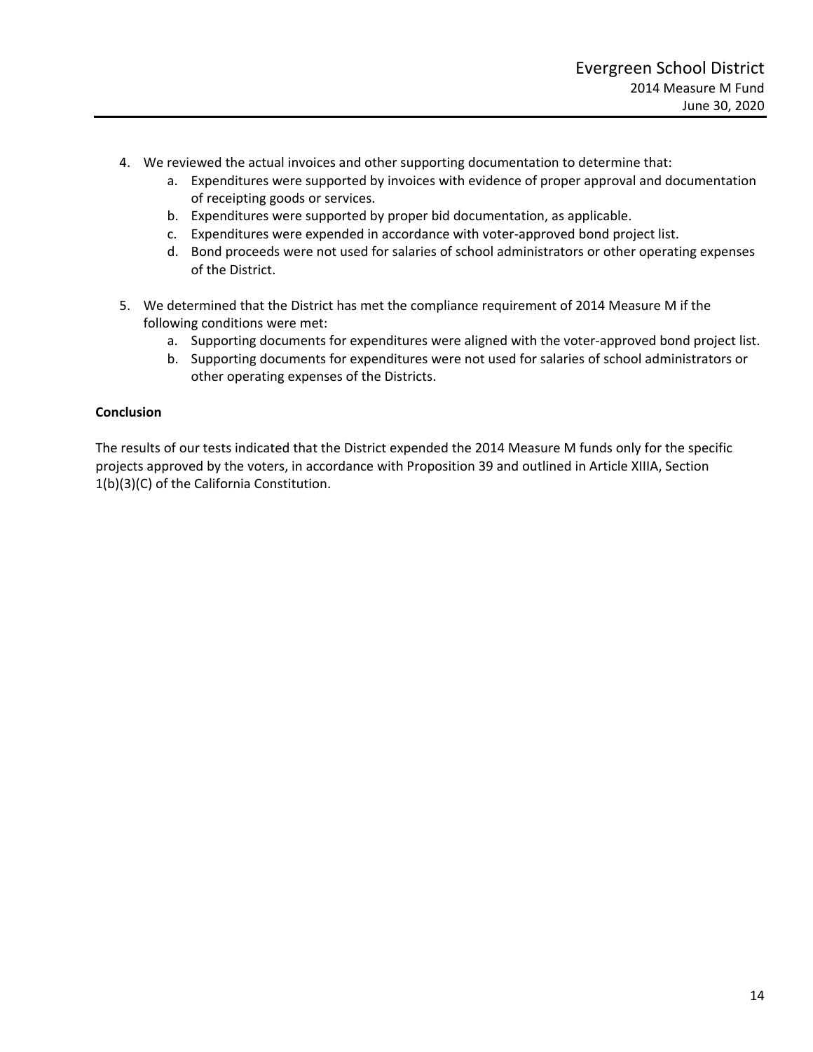4. We reviewed the actual invoices and other supporting documentation to determine that:
    a. Expenditures were supported by invoices with evidence of proper approval and documentation of receipting goods or services.
    b. Expenditures were supported by proper bid documentation, as applicable.
    c. Expenditures were expended in accordance with voter-approved bond project list.
    d. Bond proceeds were not used for salaries of school administrators or other operating expenses of the District.

5. We determined that the District has met the compliance requirement of 2014 Measure M if the following conditions were met:
    a. Supporting documents for expenditures were aligned with the voter-approved bond project list.
    b. Supporting documents for expenditures were not used for salaries of school administrators or other operating expenses of the Districts.

**Conclusion**

The results of our tests indicated that the District expended the 2014 Measure M funds only for the specific projects approved by the voters, in accordance with Proposition 39 and outlined in Article XIIIA, Section 1(b)(3)(C) of the California Constitution.